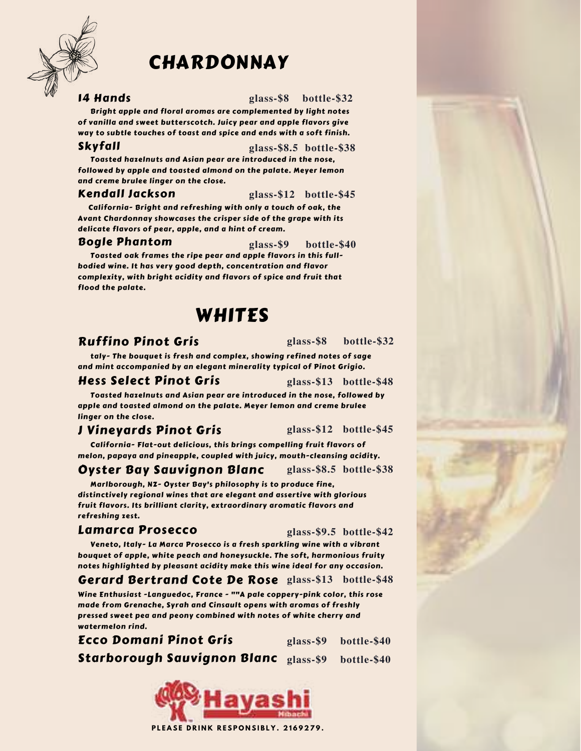# CHARDONNAY

### 14 Hands — glass-$8 bottle-$32

*Bright apple and floral aromas are complemented by light notes of vanilla and sweet butterscotch. Juicy pear and apple flavors give way to subtle touches of toast and spice and ends with a soft finish.*

### Skyfall — glass-$8.5 bottle-$38

*Toasted hazelnuts and Asian pear are introduced in the nose, followed by apple and toasted almond on the palate. Meyer lemon and creme brulee linger on the close.*

### Kendall Jackson — glass-$12 bottle-$45

*California- Bright and refreshing with only a touch of oak, the Avant Chardonnay showcases the crisper side of the grape with its delicate flavors of pear, apple, and a hint of cream.*

### Bogle Phantom — glass-$9 bottle-$40

*Toasted oak frames the ripe pear and apple flavors in this full-bodied wine. It has very good depth, concentration and flavor complexity, with bright acidity and flavors of spice and fruit that flood the palate.*

# WHITES

### Ruffino Pinot Gris — glass-$8 bottle-$32

*taly- The bouquet is fresh and complex, showing refined notes of sage and mint accompanied by an elegant minerality typical of Pinot Grigio.*

### Hess Select Pinot Gris — glass-$13 bottle-$48

*Toasted hazelnuts and Asian pear are introduced in the nose, followed by apple and toasted almond on the palate. Meyer lemon and creme brulee linger on the close.*

### J Vineyards Pinot Gris — glass-$12 bottle-$45

*California- Flat-out delicious, this brings compelling fruit flavors of melon, papaya and pineapple, coupled with juicy, mouth-cleansing acidity.*

### Oyster Bay Sauvignon Blanc — glass-$8.5 bottle-$38

*Marlborough, NZ- Oyster Bay's philosophy is to produce fine, distinctively regional wines that are elegant and assertive with glorious fruit flavors. Its brilliant clarity, extraordinary aromatic flavors and refreshing zest.*

### Lamarca Prosecco — glass-$9.5 bottle-$42

*Veneto, Italy- La Marca Prosecco is a fresh sparkling wine with a vibrant bouquet of apple, white peach and honeysuckle. The soft, harmonious fruity notes highlighted by pleasant acidity make this wine ideal for any occasion.*

### Gerard Bertrand Cote De Rose — glass-$13 bottle-$48

*Wine Enthusiast -Languedoc, France - ""A pale coppery-pink color, this rose made from Grenache, Syrah and Cinsault opens with aromas of freshly pressed sweet pea and peony combined with notes of white cherry and watermelon rind.*

### Ecco Domani Pinot Gris — glass-$9 bottle-$40

### Starborough Sauvignon Blanc — glass-$9 bottle-$40

Hayashi Hibachi

PLEASE DRINK RESPONSIBLY. 2169279.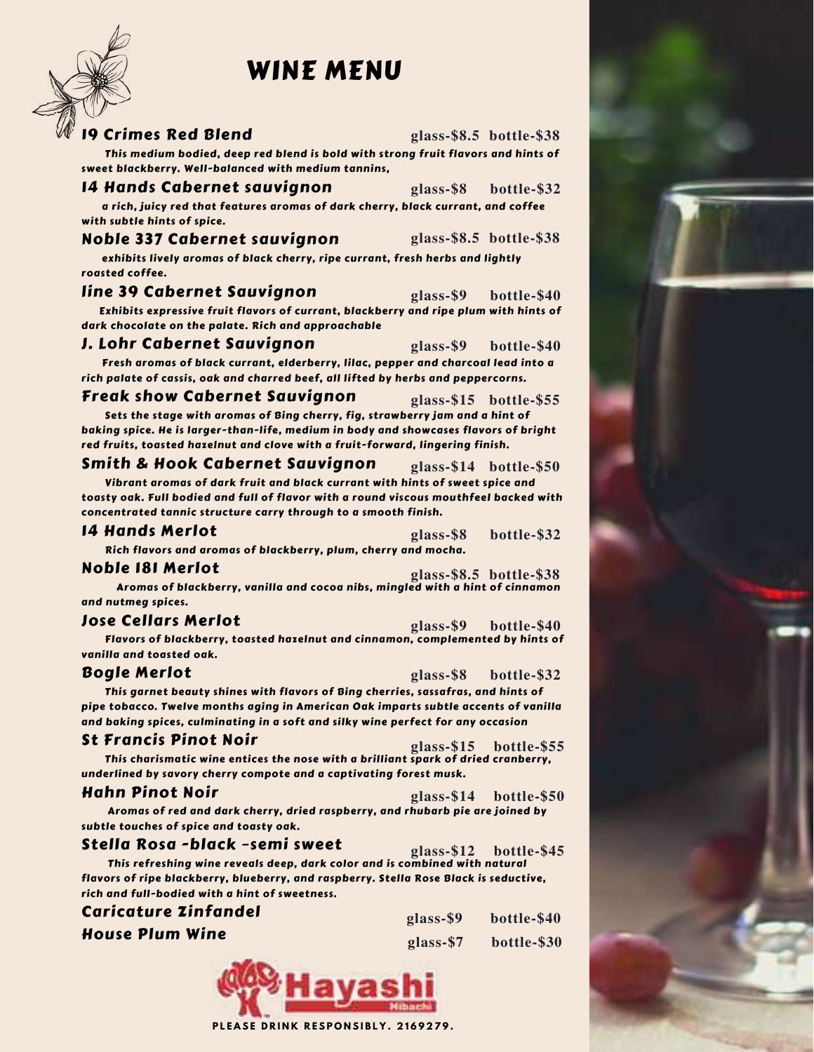# WINE MENU

### 19 Crimes Red Blend
glass-$8.5 bottle-$38

*This medium bodied, deep red blend is bold with strong fruit flavors and hints of sweet blackberry. Well-balanced with medium tannins,*

### 14 Hands Cabernet sauvignon
glass-$8 bottle-$32

*a rich, juicy red that features aromas of dark cherry, black currant, and coffee with subtle hints of spice.*

### Noble 337 Cabernet sauvignon
glass-$8.5 bottle-$38

*exhibits lively aromas of black cherry, ripe currant, fresh herbs and lightly roasted coffee.*

### line 39 Cabernet Sauvignon
glass-$9 bottle-$40

*Exhibits expressive fruit flavors of currant, blackberry and ripe plum with hints of dark chocolate on the palate. Rich and approachable*

### J. Lohr Cabernet Sauvignon
glass-$9 bottle-$40

*Fresh aromas of black currant, elderberry, lilac, pepper and charcoal lead into a rich palate of cassis, oak and charred beef, all lifted by herbs and peppercorns.*

### Freak show Cabernet Sauvignon
glass-$15 bottle-$55

*Sets the stage with aromas of Bing cherry, fig, strawberry jam and a hint of baking spice. He is larger-than-life, medium in body and showcases flavors of bright red fruits, toasted hazelnut and clove with a fruit-forward, lingering finish.*

### Smith & Hook Cabernet Sauvignon
glass-$14 bottle-$50

*Vibrant aromas of dark fruit and black currant with hints of sweet spice and toasty oak. Full bodied and full of flavor with a round viscous mouthfeel backed with concentrated tannic structure carry through to a smooth finish.*

### 14 Hands Merlot
glass-$8 bottle-$32

*Rich flavors and aromas of blackberry, plum, cherry and mocha.*

### Noble 181 Merlot
glass-$8.5 bottle-$38

*Aromas of blackberry, vanilla and cocoa nibs, mingled with a hint of cinnamon and nutmeg spices.*

### Jose Cellars Merlot
glass-$9 bottle-$40

*Flavors of blackberry, toasted hazelnut and cinnamon, complemented by hints of vanilla and toasted oak.*

### Bogle Merlot
glass-$8 bottle-$32

*This garnet beauty shines with flavors of Bing cherries, sassafras, and hints of pipe tobacco. Twelve months aging in American Oak imparts subtle accents of vanilla and baking spices, culminating in a soft and silky wine perfect for any occasion*

### St Francis Pinot Noir
glass-$15 bottle-$55

*This charismatic wine entices the nose with a brilliant spark of dried cranberry, underlined by savory cherry compote and a captivating forest musk.*

### Hahn Pinot Noir
glass-$14 bottle-$50

*Aromas of red and dark cherry, dried raspberry, and rhubarb pie are joined by subtle touches of spice and toasty oak.*

### Stella Rosa -black -semi sweet
glass-$12 bottle-$45

*This refreshing wine reveals deep, dark color and is combined with natural flavors of ripe blackberry, blueberry, and raspberry. Stella Rose Black is seductive, rich and full-bodied with a hint of sweetness.*

### Caricature Zinfandel
glass-$9 bottle-$40

### House Plum Wine
glass-$7 bottle-$30

Hayashi Hibachi

PLEASE DRINK RESPONSIBLY. 2169279.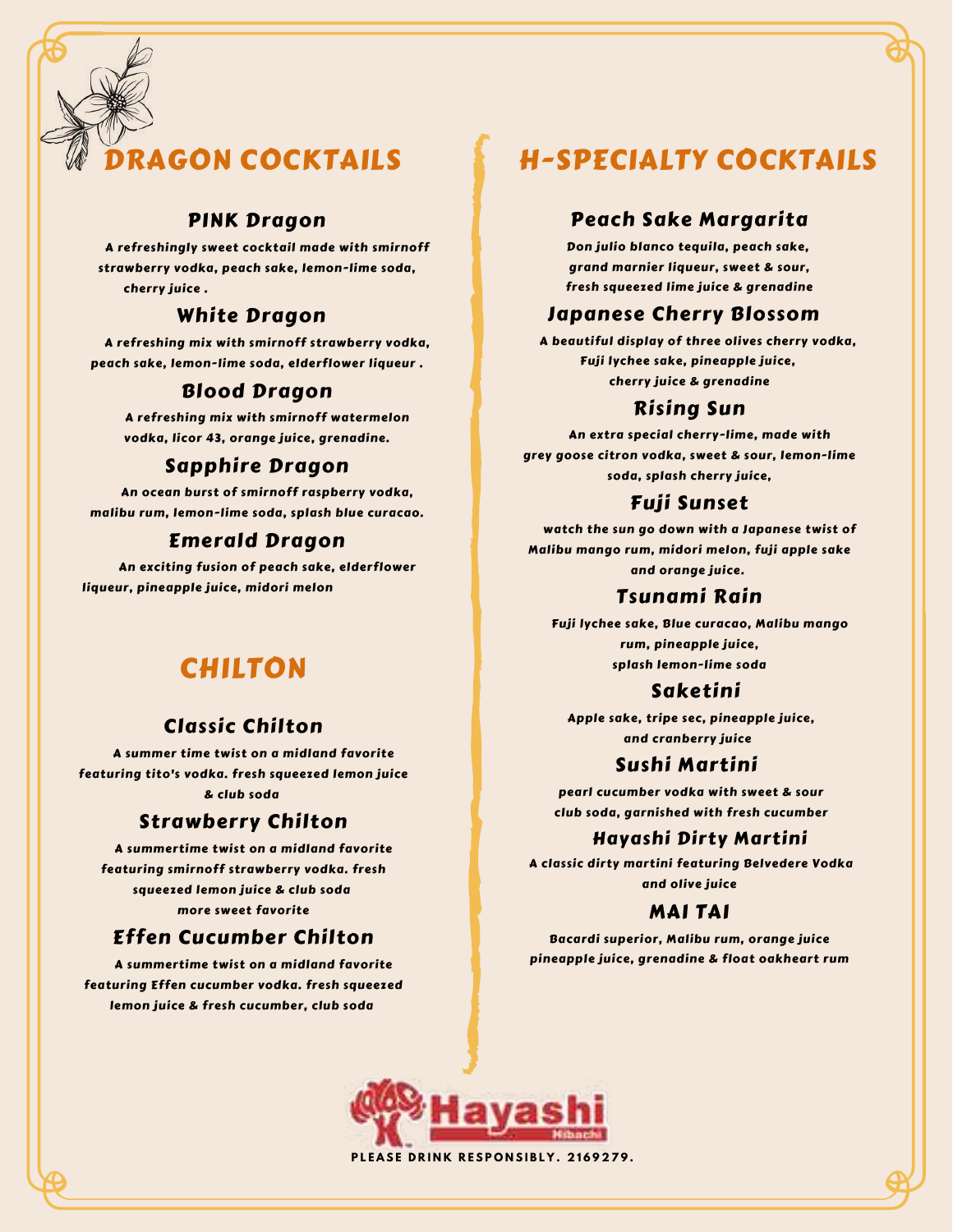# DRAGON COCKTAILS

### PINK Dragon

A refreshingly sweet cocktail made with smirnoff strawberry vodka, peach sake, lemon-lime soda, cherry juice .

### White Dragon

A refreshing mix with smirnoff strawberry vodka, peach sake, lemon-lime soda, elderflower liqueur .

### Blood Dragon

A refreshing mix with smirnoff watermelon vodka, licor 43, orange juice, grenadine.

### Sapphire Dragon

An ocean burst of smirnoff raspberry vodka, malibu rum, lemon-lime soda, splash blue curacao.

### Emerald Dragon

An exciting fusion of peach sake, elderflower liqueur, pineapple juice, midori melon

# CHILTON

### Classic Chilton

A summer time twist on a midland favorite featuring tito's vodka. fresh squeezed lemon juice & club soda

### Strawberry Chilton

A summertime twist on a midland favorite featuring smirnoff strawberry vodka. fresh squeezed lemon juice & club soda more sweet favorite

### Effen Cucumber Chilton

A summertime twist on a midland favorite featuring Effen cucumber vodka. fresh squeezed lemon juice & fresh cucumber, club soda

# H-SPECIALTY COCKTAILS

### Peach Sake Margarita

Don julio blanco tequila, peach sake, grand marnier liqueur, sweet & sour, fresh squeezed lime juice & grenadine

### Japanese Cherry Blossom

A beautiful display of three olives cherry vodka, Fuji lychee sake, pineapple juice, cherry juice & grenadine

### Rising Sun

An extra special cherry-lime, made with grey goose citron vodka, sweet & sour, lemon-lime soda, splash cherry juice,

### Fuji Sunset

watch the sun go down with a Japanese twist of Malibu mango rum, midori melon, fuji apple sake and orange juice.

### Tsunami Rain

Fuji lychee sake, Blue curacao, Malibu mango rum, pineapple juice, splash lemon-lime soda

### Saketini

Apple sake, tripe sec, pineapple juice, and cranberry juice

### Sushi Martini

pearl cucumber vodka with sweet & sour club soda, garnished with fresh cucumber

### Hayashi Dirty Martini

A classic dirty martini featuring Belvedere Vodka and olive juice

### MAI TAI

Bacardi superior, Malibu rum, orange juice pineapple juice, grenadine & float oakheart rum

Hayashi Hibachi

PLEASE DRINK RESPONSIBLY. 2169279.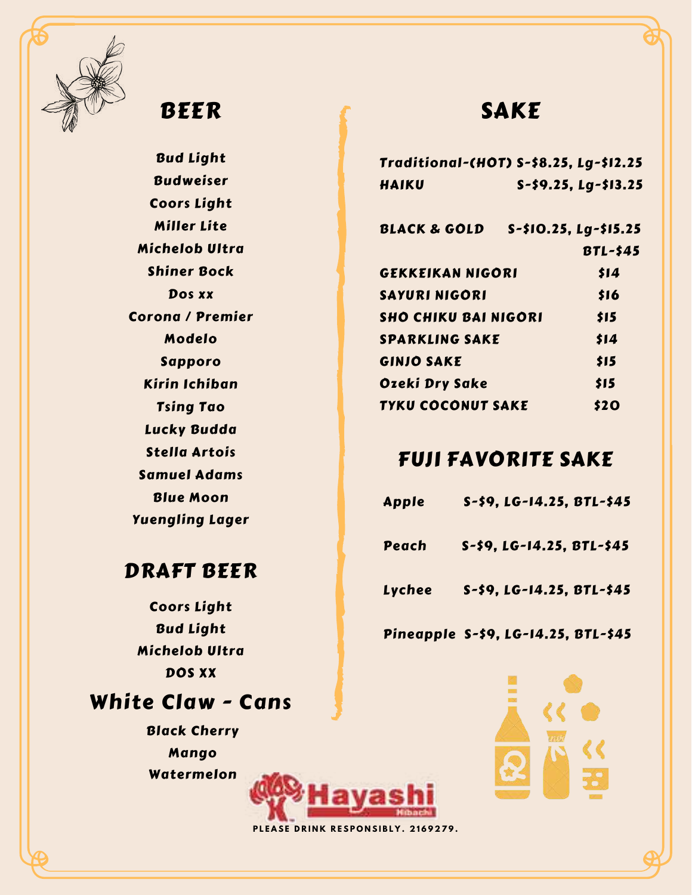## BEER

Bud Light
Budweiser
Coors Light
Miller Lite
Michelob Ultra
Shiner Bock
Dos xx
Corona / Premier
Modelo
Sapporo
Kirin Ichiban
Tsing Tao
Lucky Budda
Stella Artois
Samuel Adams
Blue Moon
Yuengling Lager

## DRAFT BEER

Coors Light
Bud Light
Michelob Ultra
DOS XX

## White Claw - Cans

Black Cherry
Mango
Watermelon

## SAKE

| | |
|---|---|
| Traditional-(HOT) | S-$8.25, Lg-$12.25 |
| HAIKU | S-$9.25, Lg-$13.25 |
| BLACK & GOLD | S-$10.25, Lg-$15.25<br>BTL-$45 |
| GEKKEIKAN NIGORI | $14 |
| SAYURI NIGORI | $16 |
| SHO CHIKU BAI NIGORI | $15 |
| SPARKLING SAKE | $14 |
| GINJO SAKE | $15 |
| Ozeki Dry Sake | $15 |
| TYKU COCONUT SAKE | $20 |

## FUJI FAVORITE SAKE

| | |
|---|---|
| Apple | S-$9, LG-14.25, BTL-$45 |
| Peach | S-$9, LG-14.25, BTL-$45 |
| Lychee | S-$9, LG-14.25, BTL-$45 |
| Pineapple | S-$9, LG-14.25, BTL-$45 |

Hayashi Hibachi

PLEASE DRINK RESPONSIBLY. 2169279.